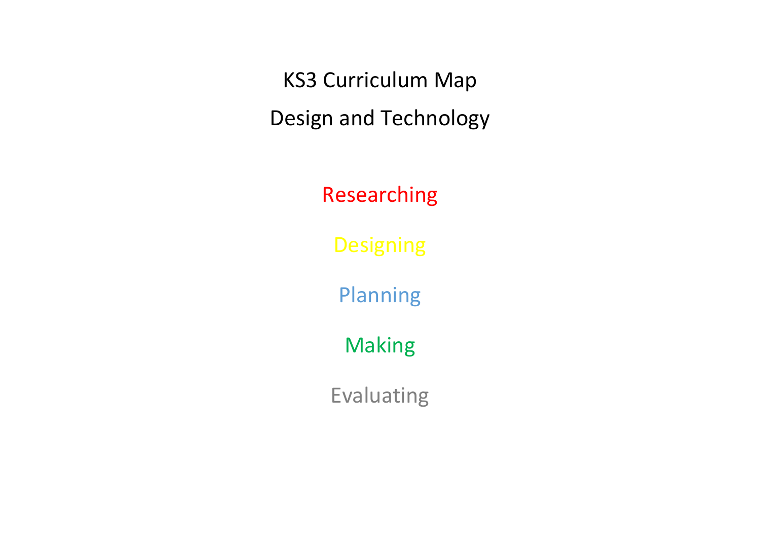# KS3 Curriculum Map

# Design and Technology

Researching

Designing

Planning

Making

Evaluating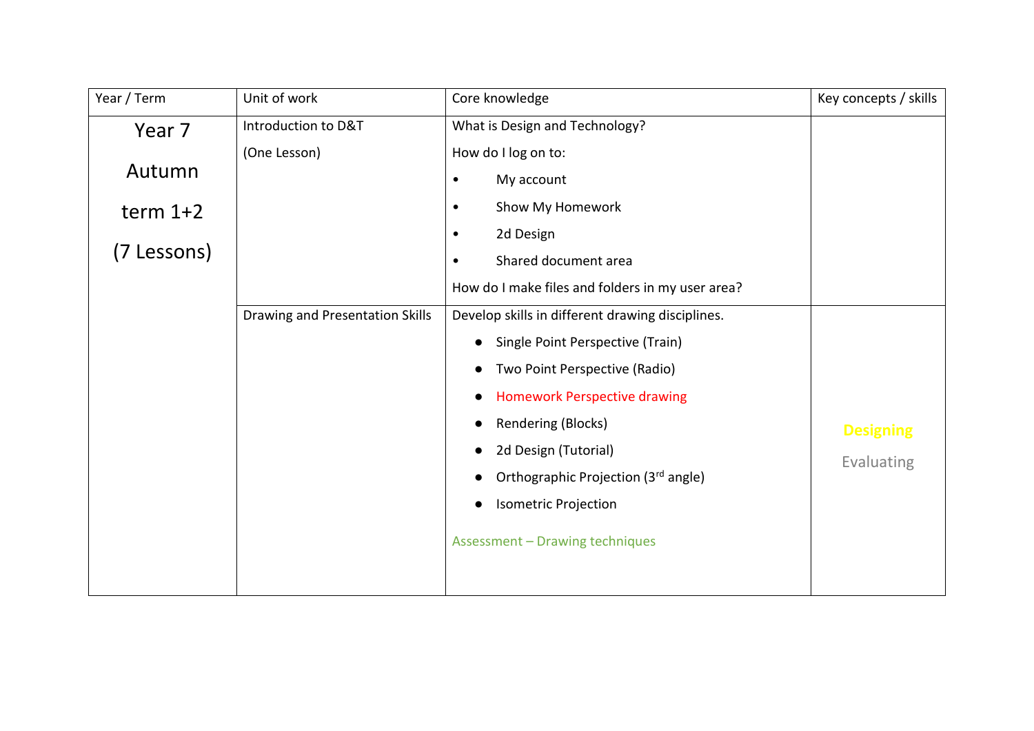| Year / Term | Unit of work | Core knowledge | Key concepts / skills |
|---|---|---|---|
| Year 7 Autumn term 1+2 (7 Lessons) | Introduction to D&T (One Lesson) | What is Design and Technology?<br>How do I log on to:<br>• My account<br>• Show My Homework<br>• 2d Design<br>• Shared document area<br>How do I make files and folders in my user area? | |
| | Drawing and Presentation Skills | Develop skills in different drawing disciplines.<br>● Single Point Perspective (Train)<br>● Two Point Perspective (Radio)<br>● Homework Perspective drawing<br>● Rendering (Blocks)<br>● 2d Design (Tutorial)<br>● Orthographic Projection (3rd angle)<br>● Isometric Projection<br>Assessment – Drawing techniques | **Designing**<br>Evaluating |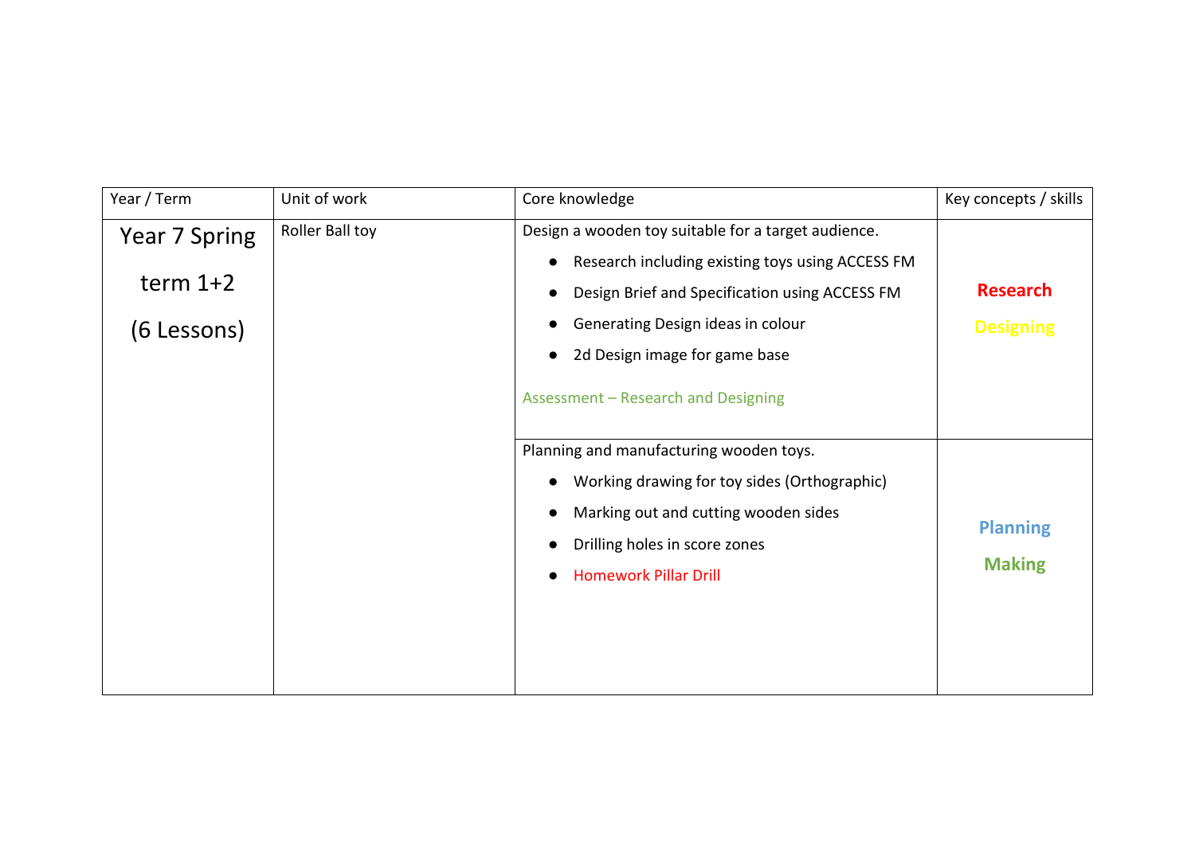| Year / Term | Unit of work | Core knowledge | Key concepts / skills |
|---|---|---|---|
| Year 7 Spring term 1+2 (6 Lessons) | Roller Ball toy | Design a wooden toy suitable for a target audience.<br>● Research including existing toys using ACCESS FM<br>● Design Brief and Specification using ACCESS FM<br>● Generating Design ideas in colour<br>● 2d Design image for game base<br><br>Assessment – Research and Designing | **Research**<br>**Designing** |
| | | Planning and manufacturing wooden toys.<br>● Working drawing for toy sides (Orthographic)<br>● Marking out and cutting wooden sides<br>● Drilling holes in score zones<br>● Homework Pillar Drill | **Planning**<br>**Making** |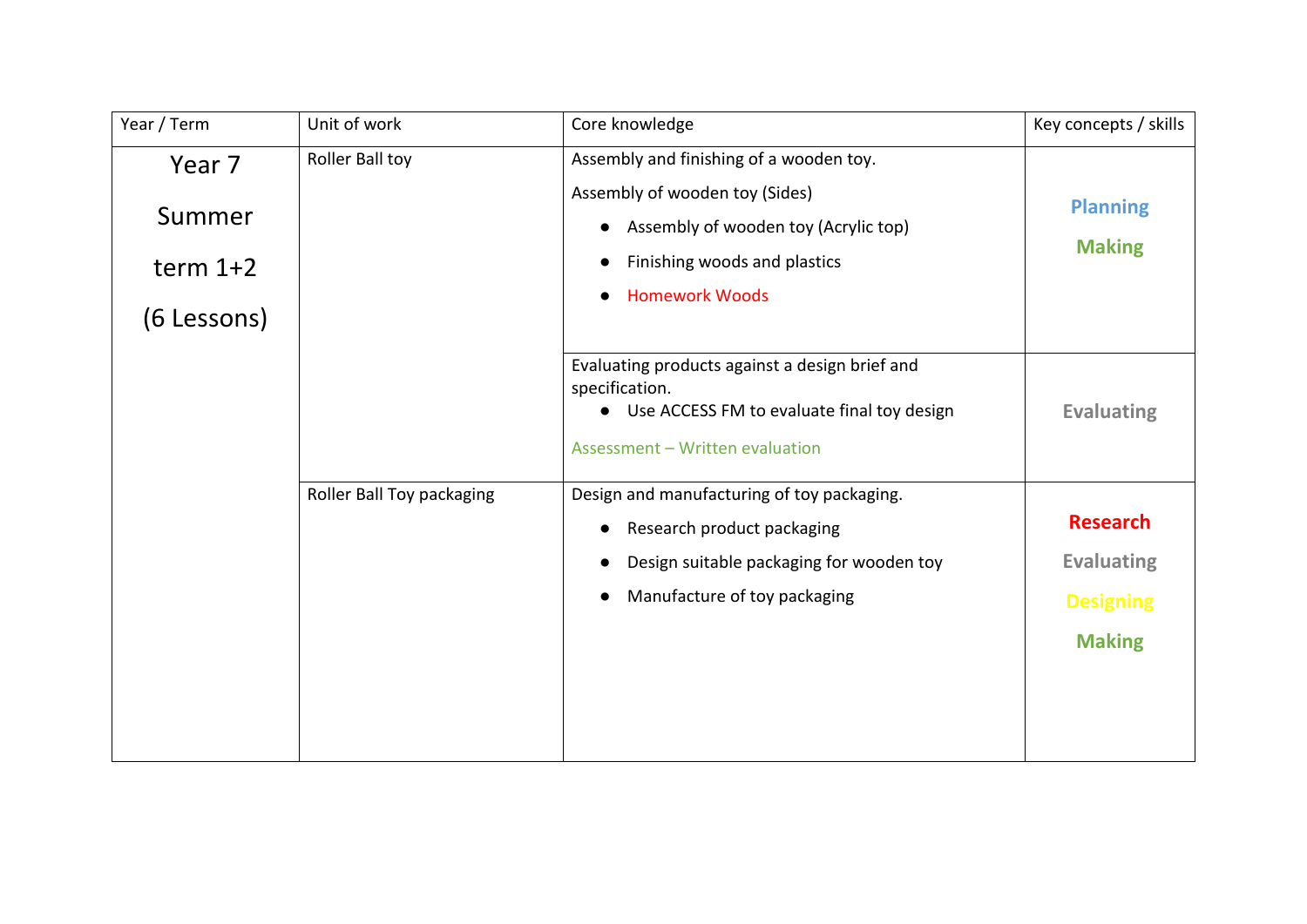| Year / Term | Unit of work | Core knowledge | Key concepts / skills |
|---|---|---|---|
| Year 7 Summer term 1+2 (6 Lessons) | Roller Ball toy | Assembly and finishing of a wooden toy.<br>Assembly of wooden toy (Sides)<br>● Assembly of wooden toy (Acrylic top)<br>● Finishing woods and plastics<br>● Homework Woods | **Planning**<br>**Making** |
| | | Evaluating products against a design brief and specification.<br>● Use ACCESS FM to evaluate final toy design<br>Assessment – Written evaluation | **Evaluating** |
| | Roller Ball Toy packaging | Design and manufacturing of toy packaging.<br>● Research product packaging<br>● Design suitable packaging for wooden toy<br>● Manufacture of toy packaging | **Research**<br>**Evaluating**<br>**Designing**<br>**Making** |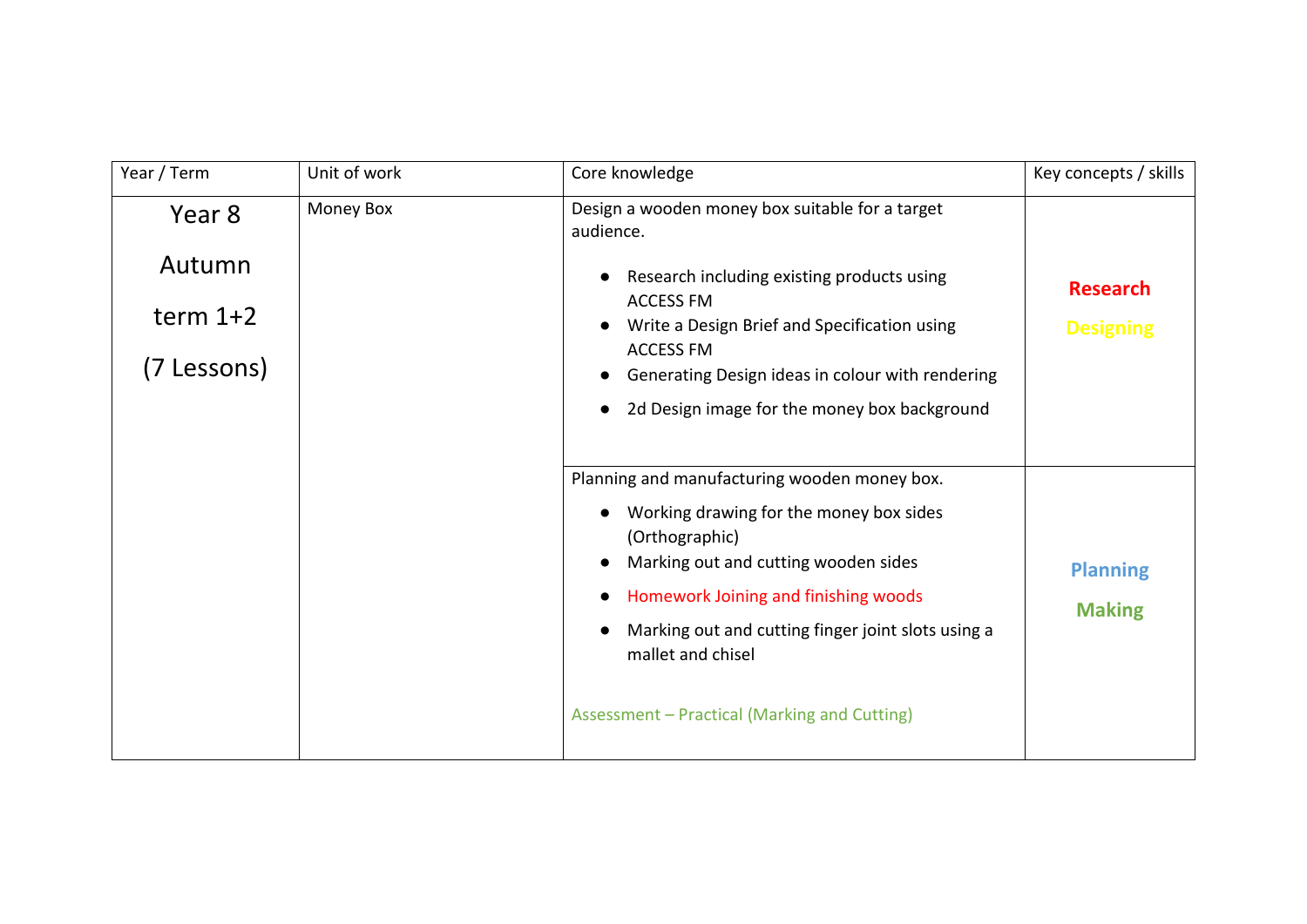| Year / Term | Unit of work | Core knowledge | Key concepts / skills |
| --- | --- | --- | --- |
| Year 8<br><br>Autumn<br><br>term 1+2<br><br>(7 Lessons) | Money Box | Design a wooden money box suitable for a target audience.<br><br>• Research including existing products using ACCESS FM<br>• Write a Design Brief and Specification using ACCESS FM<br>• Generating Design ideas in colour with rendering<br>• 2d Design image for the money box background | **Research**<br><br>**Designing** |
| | | Planning and manufacturing wooden money box.<br><br>• Working drawing for the money box sides (Orthographic)<br>• Marking out and cutting wooden sides<br>• Homework Joining and finishing woods<br>• Marking out and cutting finger joint slots using a mallet and chisel<br><br>Assessment – Practical (Marking and Cutting) | **Planning**<br><br>**Making** |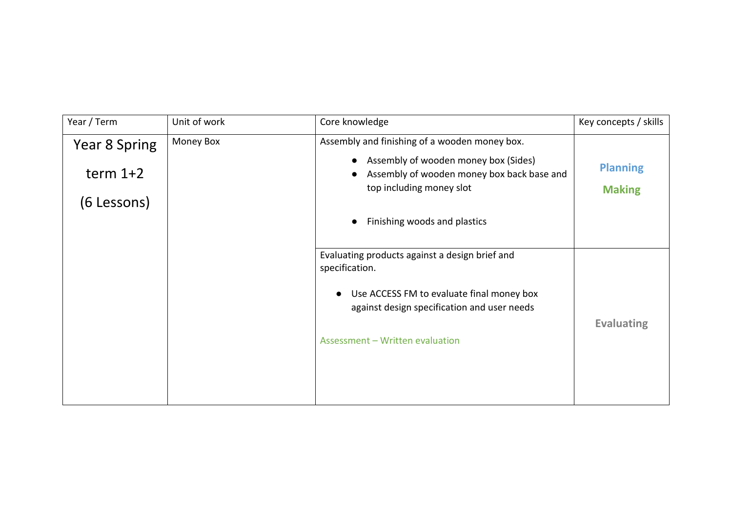| Year / Term | Unit of work | Core knowledge | Key concepts / skills |
| --- | --- | --- | --- |
| Year 8 Spring term 1+2 (6 Lessons) | Money Box | Assembly and finishing of a wooden money box.<br>• Assembly of wooden money box (Sides)<br>• Assembly of wooden money box back base and top including money slot<br>• Finishing woods and plastics | **Planning**<br>**Making** |
| | | Evaluating products against a design brief and specification.<br>• Use ACCESS FM to evaluate final money box against design specification and user needs<br><br>Assessment – Written evaluation | **Evaluating** |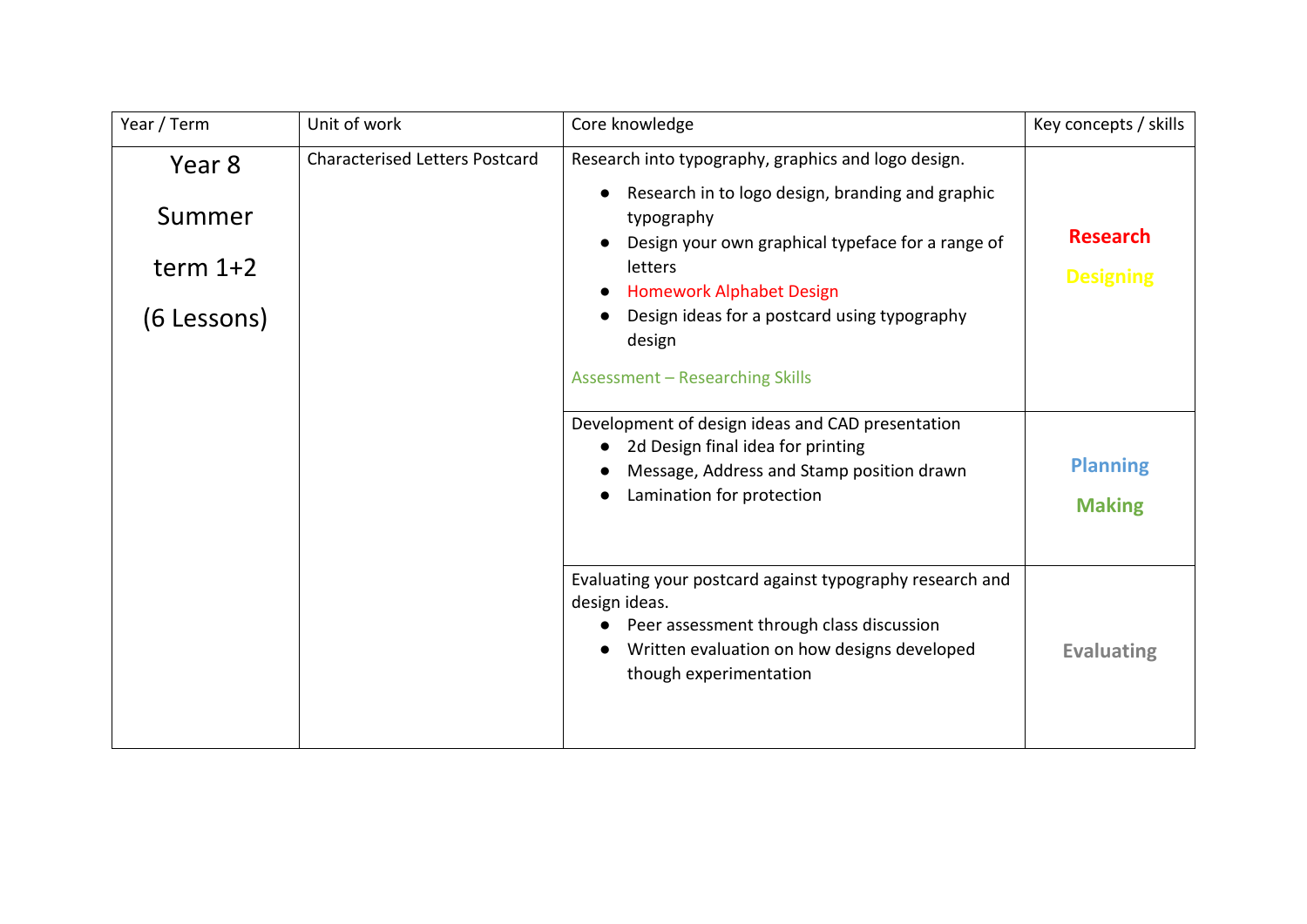| Year / Term | Unit of work | Core knowledge | Key concepts / skills |
|---|---|---|---|
| Year 8<br><br>Summer<br><br>term 1+2<br><br>(6 Lessons) | Characterised Letters Postcard | Research into typography, graphics and logo design.<br>● Research in to logo design, branding and graphic typography<br>● Design your own graphical typeface for a range of letters<br>● Homework Alphabet Design<br>● Design ideas for a postcard using typography design<br><br>Assessment – Researching Skills | **Research**<br><br>**Designing** |
| | | Development of design ideas and CAD presentation<br>● 2d Design final idea for printing<br>● Message, Address and Stamp position drawn<br>● Lamination for protection | **Planning**<br><br>**Making** |
| | | Evaluating your postcard against typography research and design ideas.<br>● Peer assessment through class discussion<br>● Written evaluation on how designs developed though experimentation | **Evaluating** |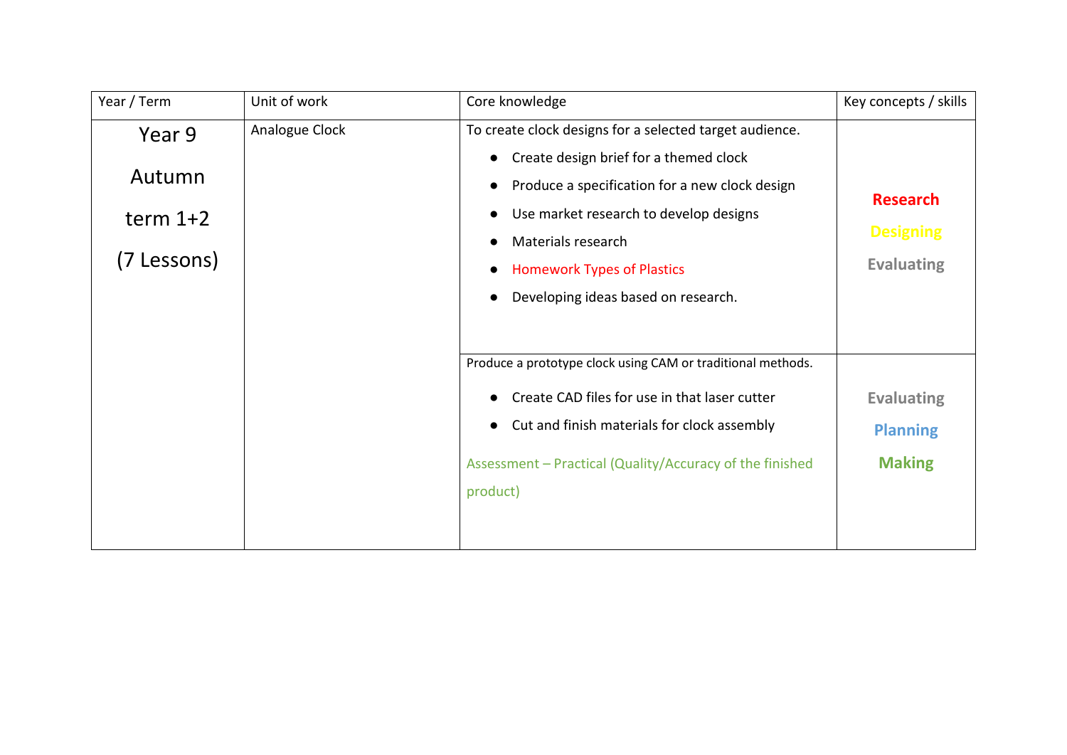| Year / Term | Unit of work | Core knowledge | Key concepts / skills |
| --- | --- | --- | --- |
| Year 9<br><br>Autumn<br><br>term 1+2<br><br>(7 Lessons) | Analogue Clock | To create clock designs for a selected target audience.<br>● Create design brief for a themed clock<br>● Produce a specification for a new clock design<br>● Use market research to develop designs<br>● Materials research<br>● Homework Types of Plastics<br>● Developing ideas based on research. | **Research**<br>**Designing**<br>**Evaluating** |
| | | Produce a prototype clock using CAM or traditional methods.<br>● Create CAD files for use in that laser cutter<br>● Cut and finish materials for clock assembly<br><br>Assessment – Practical (Quality/Accuracy of the finished product) | **Evaluating**<br>**Planning**<br>**Making** |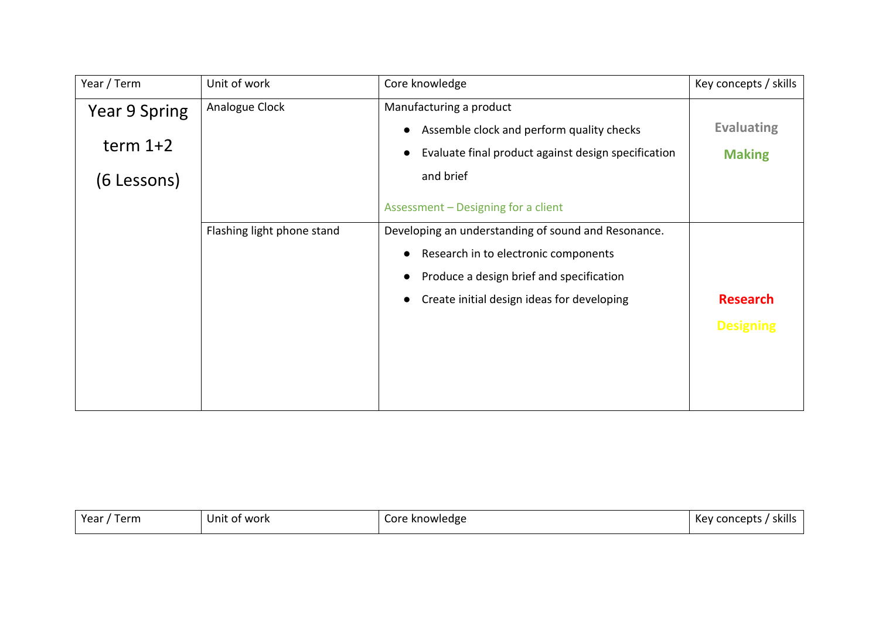| Year / Term | Unit of work | Core knowledge | Key concepts / skills |
| --- | --- | --- | --- |
| Year 9 Spring term 1+2 (6 Lessons) | Analogue Clock | Manufacturing a product<br>● Assemble clock and perform quality checks<br>● Evaluate final product against design specification and brief<br><br>Assessment – Designing for a client | **Evaluating**<br>**Making** |
| | Flashing light phone stand | Developing an understanding of sound and Resonance.<br>● Research in to electronic components<br>● Produce a design brief and specification<br>● Create initial design ideas for developing | **Research**<br>**Designing** |

| Year / Term | Unit of work | Core knowledge | Key concepts / skills |
| --- | --- | --- | --- |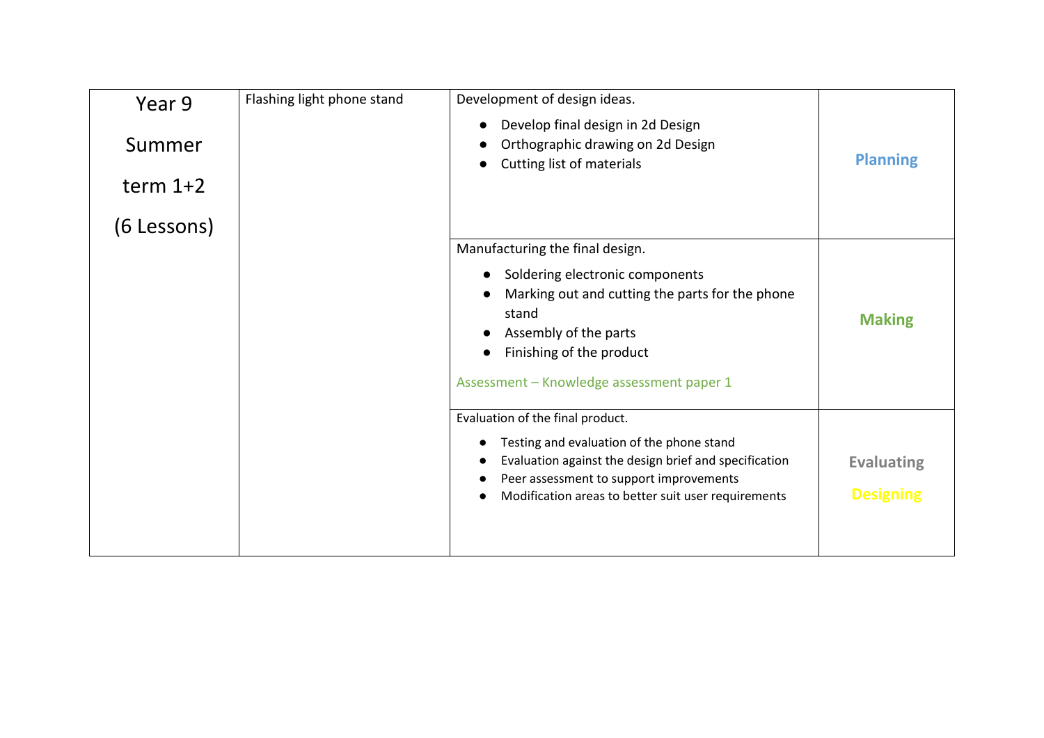| | | | |
|---|---|---|---|
| Year 9<br><br>Summer<br><br>term 1+2<br><br>(6 Lessons) | Flashing light phone stand | Development of design ideas.<br><br>● Develop final design in 2d Design<br>● Orthographic drawing on 2d Design<br>● Cutting list of materials | **Planning** |
| | | Manufacturing the final design.<br><br>● Soldering electronic components<br>● Marking out and cutting the parts for the phone stand<br>● Assembly of the parts<br>● Finishing of the product<br><br>Assessment – Knowledge assessment paper 1 | **Making** |
| | | Evaluation of the final product.<br><br>● Testing and evaluation of the phone stand<br>● Evaluation against the design brief and specification<br>● Peer assessment to support improvements<br>● Modification areas to better suit user requirements | **Evaluating**<br><br>**Designing** |